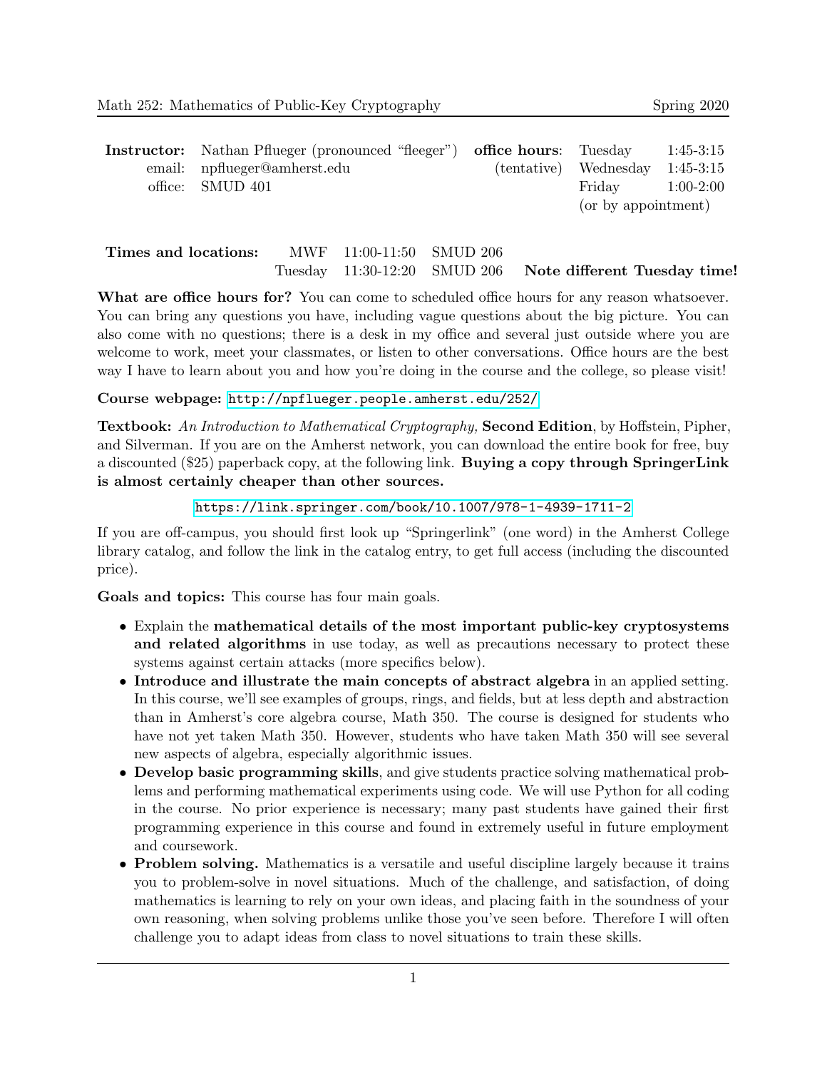# Math 252: Mathematics of Public-Key Cryptography — Spring 2020

| | | | | |
|---|---|---|---|---|
| **Instructor:** | Nathan Pflueger (pronounced "fleeger") | **office hours**: | Tuesday | 1:45-3:15 |
| email: | npflueger@amherst.edu | (tentative) | Wednesday | 1:45-3:15 |
| office: | SMUD 401 | | Friday | 1:00-2:00 |
| | | | (or by appointment) | |

| | | | | |
|---|---|---|---|---|
| **Times and locations:** | MWF | 11:00-11:50 | SMUD 206 | |
| | Tuesday | 11:30-12:20 | SMUD 206 | **Note different Tuesday time!** |

**What are office hours for?** You can come to scheduled office hours for any reason whatsoever. You can bring any questions you have, including vague questions about the big picture. You can also come with no questions; there is a desk in my office and several just outside where you are welcome to work, meet your classmates, or listen to other conversations. Office hours are the best way I have to learn about you and how you're doing in the course and the college, so please visit!

**Course webpage:** http://npflueger.people.amherst.edu/252/

**Textbook:** *An Introduction to Mathematical Cryptography,* **Second Edition**, by Hoffstein, Pipher, and Silverman. If you are on the Amherst network, you can download the entire book for free, buy a discounted ($25) paperback copy, at the following link. **Buying a copy through SpringerLink is almost certainly cheaper than other sources.**

https://link.springer.com/book/10.1007/978-1-4939-1711-2

If you are off-campus, you should first look up "Springerlink" (one word) in the Amherst College library catalog, and follow the link in the catalog entry, to get full access (including the discounted price).

**Goals and topics:** This course has four main goals.

- Explain the **mathematical details of the most important public-key cryptosystems and related algorithms** in use today, as well as precautions necessary to protect these systems against certain attacks (more specifics below).
- **Introduce and illustrate the main concepts of abstract algebra** in an applied setting. In this course, we'll see examples of groups, rings, and fields, but at less depth and abstraction than in Amherst's core algebra course, Math 350. The course is designed for students who have not yet taken Math 350. However, students who have taken Math 350 will see several new aspects of algebra, especially algorithmic issues.
- **Develop basic programming skills**, and give students practice solving mathematical problems and performing mathematical experiments using code. We will use Python for all coding in the course. No prior experience is necessary; many past students have gained their first programming experience in this course and found in extremely useful in future employment and coursework.
- **Problem solving.** Mathematics is a versatile and useful discipline largely because it trains you to problem-solve in novel situations. Much of the challenge, and satisfaction, of doing mathematics is learning to rely on your own ideas, and placing faith in the soundness of your own reasoning, when solving problems unlike those you've seen before. Therefore I will often challenge you to adapt ideas from class to novel situations to train these skills.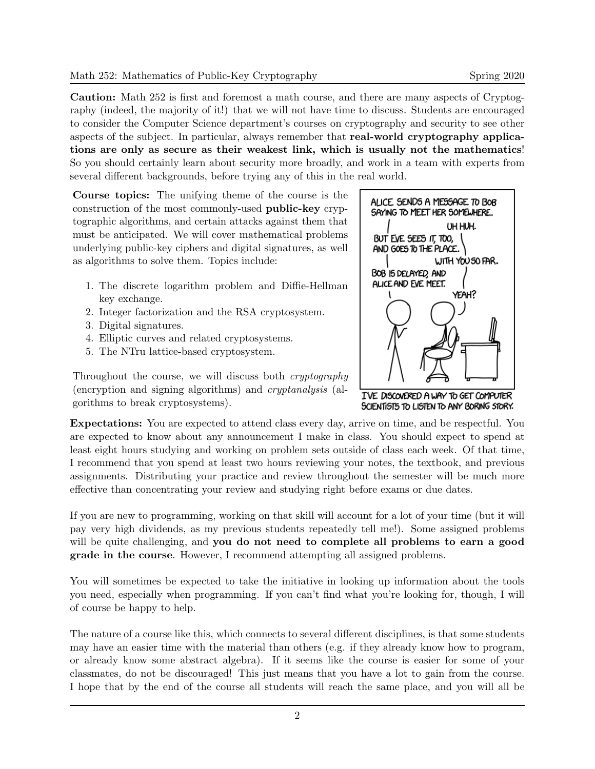**Caution:** Math 252 is first and foremost a math course, and there are many aspects of Cryptography (indeed, the majority of it!) that we will not have time to discuss. Students are encouraged to consider the Computer Science department's courses on cryptography and security to see other aspects of the subject. In particular, always remember that **real-world cryptography applications are only as secure as their weakest link, which is usually not the mathematics**! So you should certainly learn about security more broadly, and work in a team with experts from several different backgrounds, before trying any of this in the real world.

**Course topics:** The unifying theme of the course is the construction of the most commonly-used **public-key** cryptographic algorithms, and certain attacks against them that must be anticipated. We will cover mathematical problems underlying public-key ciphers and digital signatures, as well as algorithms to solve them. Topics include:

1. The discrete logarithm problem and Diffie-Hellman key exchange.
2. Integer factorization and the RSA cryptosystem.
3. Digital signatures.
4. Elliptic curves and related cryptosystems.
5. The NTru lattice-based cryptosystem.

Throughout the course, we will discuss both *cryptography* (encryption and signing algorithms) and *cryptanalysis* (algorithms to break cryptosystems).

I'VE DISCOVERED A WAY TO GET COMPUTER SCIENTISTS TO LISTEN TO ANY BORING STORY.

**Expectations:** You are expected to attend class every day, arrive on time, and be respectful. You are expected to know about any announcement I make in class. You should expect to spend at least eight hours studying and working on problem sets outside of class each week. Of that time, I recommend that you spend at least two hours reviewing your notes, the textbook, and previous assignments. Distributing your practice and review throughout the semester will be much more effective than concentrating your review and studying right before exams or due dates.

If you are new to programming, working on that skill will account for a lot of your time (but it will pay very high dividends, as my previous students repeatedly tell me!). Some assigned problems will be quite challenging, and **you do not need to complete all problems to earn a good grade in the course**. However, I recommend attempting all assigned problems.

You will sometimes be expected to take the initiative in looking up information about the tools you need, especially when programming. If you can't find what you're looking for, though, I will of course be happy to help.

The nature of a course like this, which connects to several different disciplines, is that some students may have an easier time with the material than others (e.g. if they already know how to program, or already know some abstract algebra). If it seems like the course is easier for some of your classmates, do not be discouraged! This just means that you have a lot to gain from the course. I hope that by the end of the course all students will reach the same place, and you will all be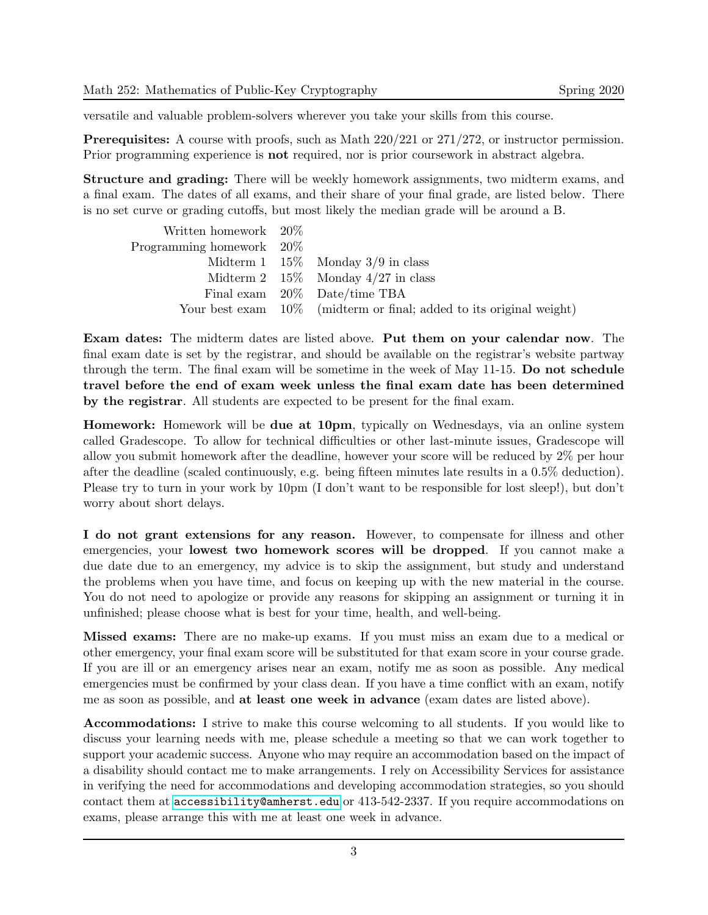versatile and valuable problem-solvers wherever you take your skills from this course.

**Prerequisites:** A course with proofs, such as Math 220/221 or 271/272, or instructor permission. Prior programming experience is **not** required, nor is prior coursework in abstract algebra.

**Structure and grading:** There will be weekly homework assignments, two midterm exams, and a final exam. The dates of all exams, and their share of your final grade, are listed below. There is no set curve or grading cutoffs, but most likely the median grade will be around a B.

| | | |
|---|---|---|
| Written homework | 20% | |
| Programming homework | 20% | |
| Midterm 1 | 15% | Monday 3/9 in class |
| Midterm 2 | 15% | Monday 4/27 in class |
| Final exam | 20% | Date/time TBA |
| Your best exam | 10% | (midterm or final; added to its original weight) |

**Exam dates:** The midterm dates are listed above. **Put them on your calendar now**. The final exam date is set by the registrar, and should be available on the registrar's website partway through the term. The final exam will be sometime in the week of May 11-15. **Do not schedule travel before the end of exam week unless the final exam date has been determined by the registrar**. All students are expected to be present for the final exam.

**Homework:** Homework will be **due at 10pm**, typically on Wednesdays, via an online system called Gradescope. To allow for technical difficulties or other last-minute issues, Gradescope will allow you submit homework after the deadline, however your score will be reduced by 2% per hour after the deadline (scaled continuously, e.g. being fifteen minutes late results in a 0.5% deduction). Please try to turn in your work by 10pm (I don't want to be responsible for lost sleep!), but don't worry about short delays.

**I do not grant extensions for any reason.** However, to compensate for illness and other emergencies, your **lowest two homework scores will be dropped**. If you cannot make a due date due to an emergency, my advice is to skip the assignment, but study and understand the problems when you have time, and focus on keeping up with the new material in the course. You do not need to apologize or provide any reasons for skipping an assignment or turning it in unfinished; please choose what is best for your time, health, and well-being.

**Missed exams:** There are no make-up exams. If you must miss an exam due to a medical or other emergency, your final exam score will be substituted for that exam score in your course grade. If you are ill or an emergency arises near an exam, notify me as soon as possible. Any medical emergencies must be confirmed by your class dean. If you have a time conflict with an exam, notify me as soon as possible, and **at least one week in advance** (exam dates are listed above).

**Accommodations:** I strive to make this course welcoming to all students. If you would like to discuss your learning needs with me, please schedule a meeting so that we can work together to support your academic success. Anyone who may require an accommodation based on the impact of a disability should contact me to make arrangements. I rely on Accessibility Services for assistance in verifying the need for accommodations and developing accommodation strategies, so you should contact them at `accessibility@amherst.edu` or 413-542-2337. If you require accommodations on exams, please arrange this with me at least one week in advance.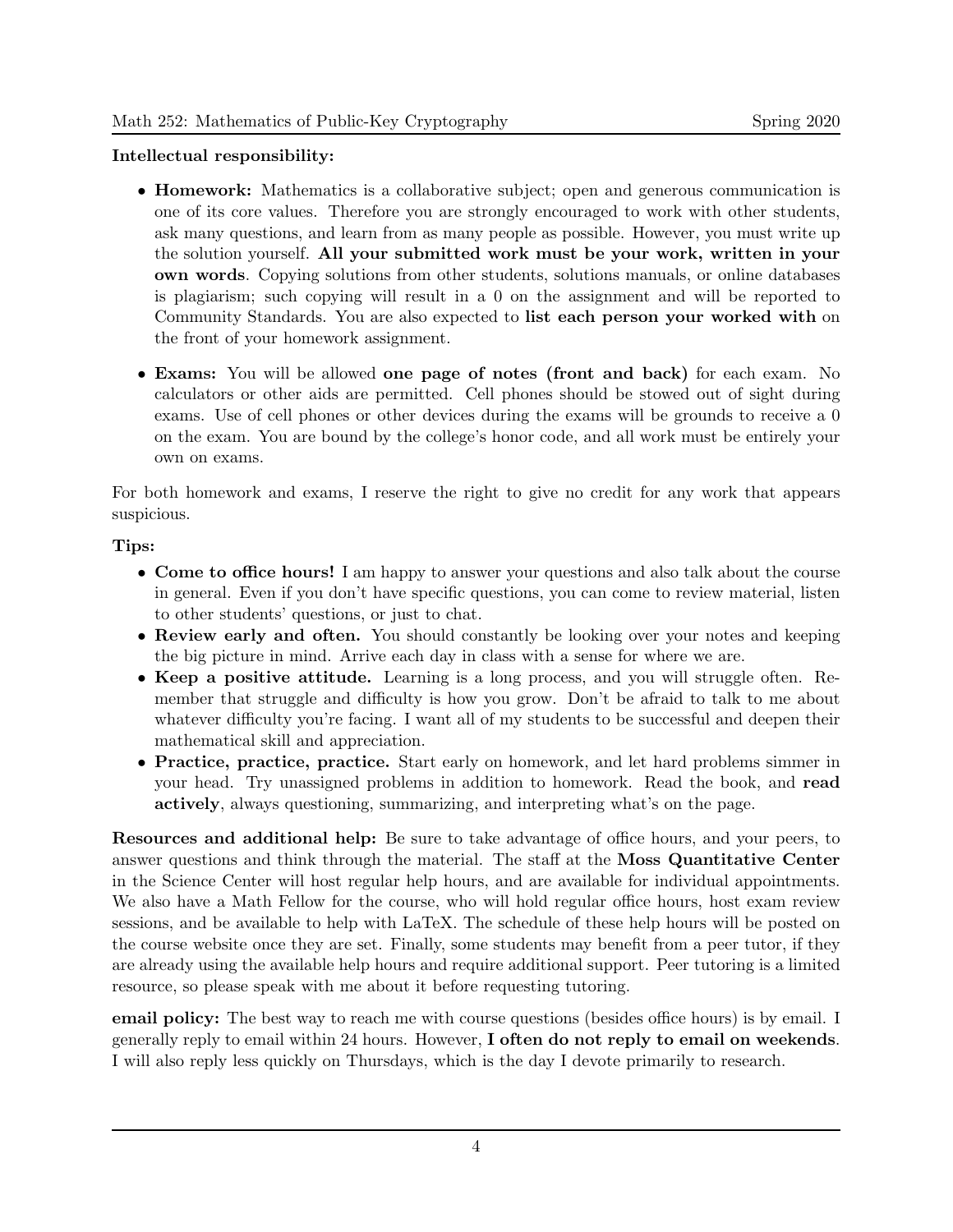**Intellectual responsibility:**

- **Homework:** Mathematics is a collaborative subject; open and generous communication is one of its core values. Therefore you are strongly encouraged to work with other students, ask many questions, and learn from as many people as possible. However, you must write up the solution yourself. **All your submitted work must be your work, written in your own words**. Copying solutions from other students, solutions manuals, or online databases is plagiarism; such copying will result in a 0 on the assignment and will be reported to Community Standards. You are also expected to **list each person your worked with** on the front of your homework assignment.

- **Exams:** You will be allowed **one page of notes (front and back)** for each exam. No calculators or other aids are permitted. Cell phones should be stowed out of sight during exams. Use of cell phones or other devices during the exams will be grounds to receive a 0 on the exam. You are bound by the college's honor code, and all work must be entirely your own on exams.

For both homework and exams, I reserve the right to give no credit for any work that appears suspicious.

**Tips:**

- **Come to office hours!** I am happy to answer your questions and also talk about the course in general. Even if you don't have specific questions, you can come to review material, listen to other students' questions, or just to chat.
- **Review early and often.** You should constantly be looking over your notes and keeping the big picture in mind. Arrive each day in class with a sense for where we are.
- **Keep a positive attitude.** Learning is a long process, and you will struggle often. Remember that struggle and difficulty is how you grow. Don't be afraid to talk to me about whatever difficulty you're facing. I want all of my students to be successful and deepen their mathematical skill and appreciation.
- **Practice, practice, practice.** Start early on homework, and let hard problems simmer in your head. Try unassigned problems in addition to homework. Read the book, and **read actively**, always questioning, summarizing, and interpreting what's on the page.

**Resources and additional help:** Be sure to take advantage of office hours, and your peers, to answer questions and think through the material. The staff at the **Moss Quantitative Center** in the Science Center will host regular help hours, and are available for individual appointments. We also have a Math Fellow for the course, who will hold regular office hours, host exam review sessions, and be available to help with LaTeX. The schedule of these help hours will be posted on the course website once they are set. Finally, some students may benefit from a peer tutor, if they are already using the available help hours and require additional support. Peer tutoring is a limited resource, so please speak with me about it before requesting tutoring.

**email policy:** The best way to reach me with course questions (besides office hours) is by email. I generally reply to email within 24 hours. However, **I often do not reply to email on weekends**. I will also reply less quickly on Thursdays, which is the day I devote primarily to research.